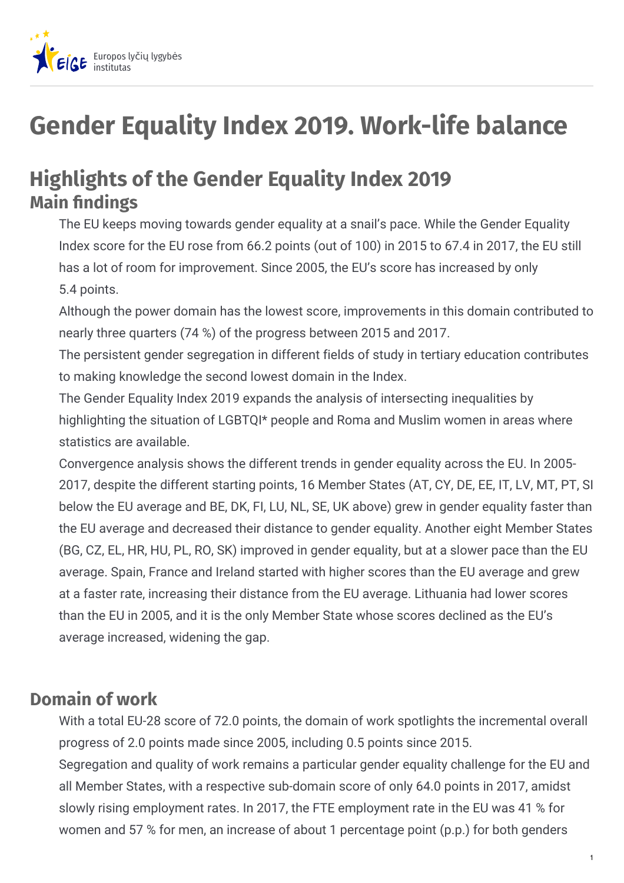Europos lyčių lygybės institutas

# Gender Equality Index 2019. Work-life balance

## Highlights of the Gender Equality Index 2019

### Main findings

The EU keeps moving towards gender equality at a snail's pace. While the Gender Equality Index score for the EU rose from 66.2 points (out of 100) in 2015 to 67.4 in 2017, the EU still has a lot of room for improvement. Since 2005, the EU's score has increased by only 5.4 points.

Although the power domain has the lowest score, improvements in this domain contributed to nearly three quarters (74 %) of the progress between 2015 and 2017.

The persistent gender segregation in different fields of study in tertiary education contributes to making knowledge the second lowest domain in the Index.

The Gender Equality Index 2019 expands the analysis of intersecting inequalities by highlighting the situation of LGBTQI* people and Roma and Muslim women in areas where statistics are available.

Convergence analysis shows the different trends in gender equality across the EU. In 2005-2017, despite the different starting points, 16 Member States (AT, CY, DE, EE, IT, LV, MT, PT, SI below the EU average and BE, DK, FI, LU, NL, SE, UK above) grew in gender equality faster than the EU average and decreased their distance to gender equality. Another eight Member States (BG, CZ, EL, HR, HU, PL, RO, SK) improved in gender equality, but at a slower pace than the EU average. Spain, France and Ireland started with higher scores than the EU average and grew at a faster rate, increasing their distance from the EU average. Lithuania had lower scores than the EU in 2005, and it is the only Member State whose scores declined as the EU's average increased, widening the gap.

## Domain of work

With a total EU-28 score of 72.0 points, the domain of work spotlights the incremental overall progress of 2.0 points made since 2005, including 0.5 points since 2015.

Segregation and quality of work remains a particular gender equality challenge for the EU and all Member States, with a respective sub-domain score of only 64.0 points in 2017, amidst slowly rising employment rates. In 2017, the FTE employment rate in the EU was 41 % for women and 57 % for men, an increase of about 1 percentage point (p.p.) for both genders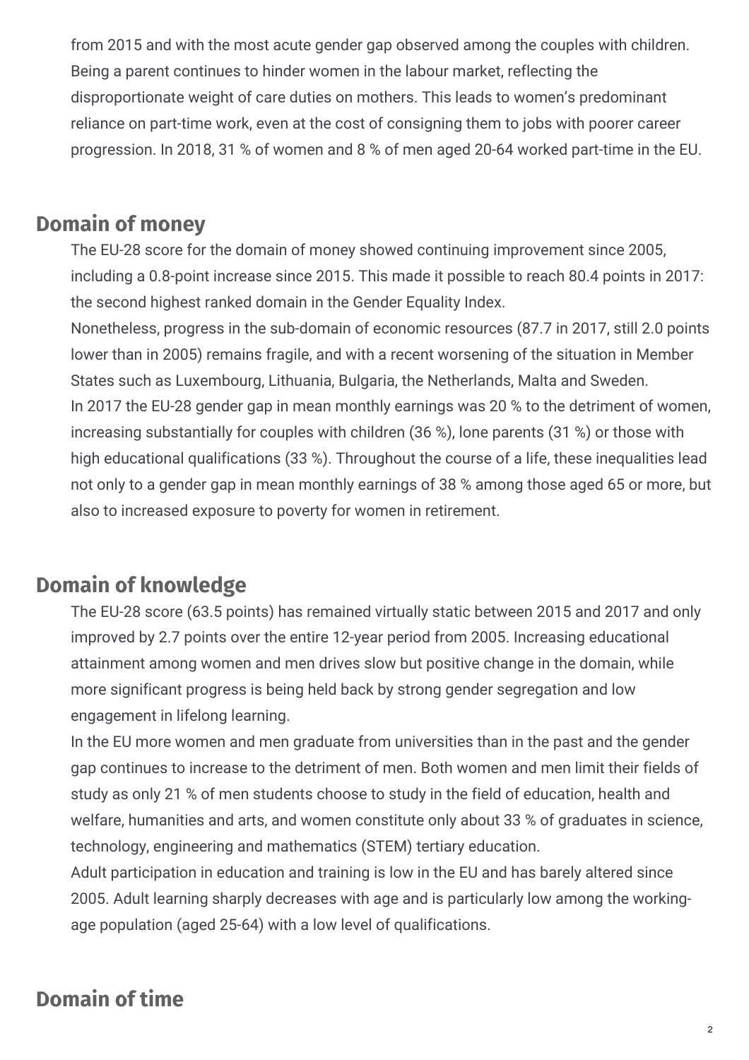from 2015 and with the most acute gender gap observed among the couples with children. Being a parent continues to hinder women in the labour market, reflecting the disproportionate weight of care duties on mothers. This leads to women's predominant reliance on part-time work, even at the cost of consigning them to jobs with poorer career progression. In 2018, 31 % of women and 8 % of men aged 20-64 worked part-time in the EU.

## Domain of money

The EU-28 score for the domain of money showed continuing improvement since 2005, including a 0.8-point increase since 2015. This made it possible to reach 80.4 points in 2017: the second highest ranked domain in the Gender Equality Index.

Nonetheless, progress in the sub-domain of economic resources (87.7 in 2017, still 2.0 points lower than in 2005) remains fragile, and with a recent worsening of the situation in Member States such as Luxembourg, Lithuania, Bulgaria, the Netherlands, Malta and Sweden.

In 2017 the EU-28 gender gap in mean monthly earnings was 20 % to the detriment of women, increasing substantially for couples with children (36 %), lone parents (31 %) or those with high educational qualifications (33 %). Throughout the course of a life, these inequalities lead not only to a gender gap in mean monthly earnings of 38 % among those aged 65 or more, but also to increased exposure to poverty for women in retirement.

## Domain of knowledge

The EU-28 score (63.5 points) has remained virtually static between 2015 and 2017 and only improved by 2.7 points over the entire 12-year period from 2005. Increasing educational attainment among women and men drives slow but positive change in the domain, while more significant progress is being held back by strong gender segregation and low engagement in lifelong learning.

In the EU more women and men graduate from universities than in the past and the gender gap continues to increase to the detriment of men. Both women and men limit their fields of study as only 21 % of men students choose to study in the field of education, health and welfare, humanities and arts, and women constitute only about 33 % of graduates in science, technology, engineering and mathematics (STEM) tertiary education.

Adult participation in education and training is low in the EU and has barely altered since 2005. Adult learning sharply decreases with age and is particularly low among the working-age population (aged 25-64) with a low level of qualifications.

## Domain of time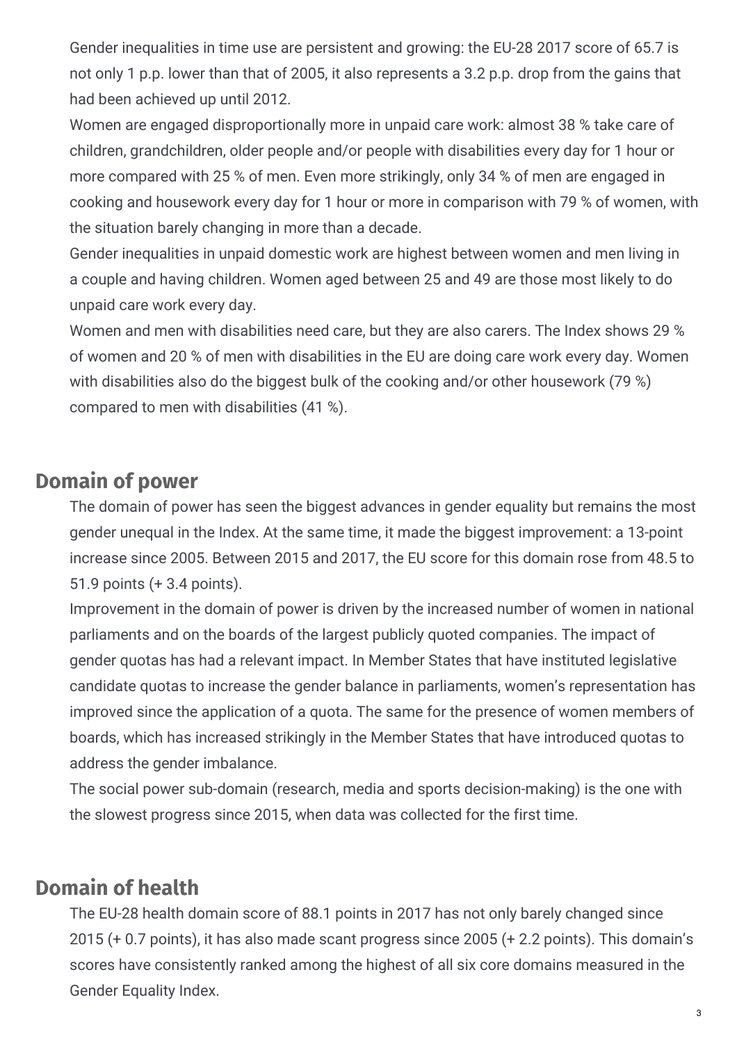Gender inequalities in time use are persistent and growing: the EU-28 2017 score of 65.7 is not only 1 p.p. lower than that of 2005, it also represents a 3.2 p.p. drop from the gains that had been achieved up until 2012.

Women are engaged disproportionally more in unpaid care work: almost 38 % take care of children, grandchildren, older people and/or people with disabilities every day for 1 hour or more compared with 25 % of men. Even more strikingly, only 34 % of men are engaged in cooking and housework every day for 1 hour or more in comparison with 79 % of women, with the situation barely changing in more than a decade.

Gender inequalities in unpaid domestic work are highest between women and men living in a couple and having children. Women aged between 25 and 49 are those most likely to do unpaid care work every day.

Women and men with disabilities need care, but they are also carers. The Index shows 29 % of women and 20 % of men with disabilities in the EU are doing care work every day. Women with disabilities also do the biggest bulk of the cooking and/or other housework (79 %) compared to men with disabilities (41 %).

## Domain of power

The domain of power has seen the biggest advances in gender equality but remains the most gender unequal in the Index. At the same time, it made the biggest improvement: a 13-point increase since 2005. Between 2015 and 2017, the EU score for this domain rose from 48.5 to 51.9 points (+ 3.4 points).

Improvement in the domain of power is driven by the increased number of women in national parliaments and on the boards of the largest publicly quoted companies. The impact of gender quotas has had a relevant impact. In Member States that have instituted legislative candidate quotas to increase the gender balance in parliaments, women's representation has improved since the application of a quota. The same for the presence of women members of boards, which has increased strikingly in the Member States that have introduced quotas to address the gender imbalance.

The social power sub-domain (research, media and sports decision-making) is the one with the slowest progress since 2015, when data was collected for the first time.

## Domain of health

The EU-28 health domain score of 88.1 points in 2017 has not only barely changed since 2015 (+ 0.7 points), it has also made scant progress since 2005 (+ 2.2 points). This domain's scores have consistently ranked among the highest of all six core domains measured in the Gender Equality Index.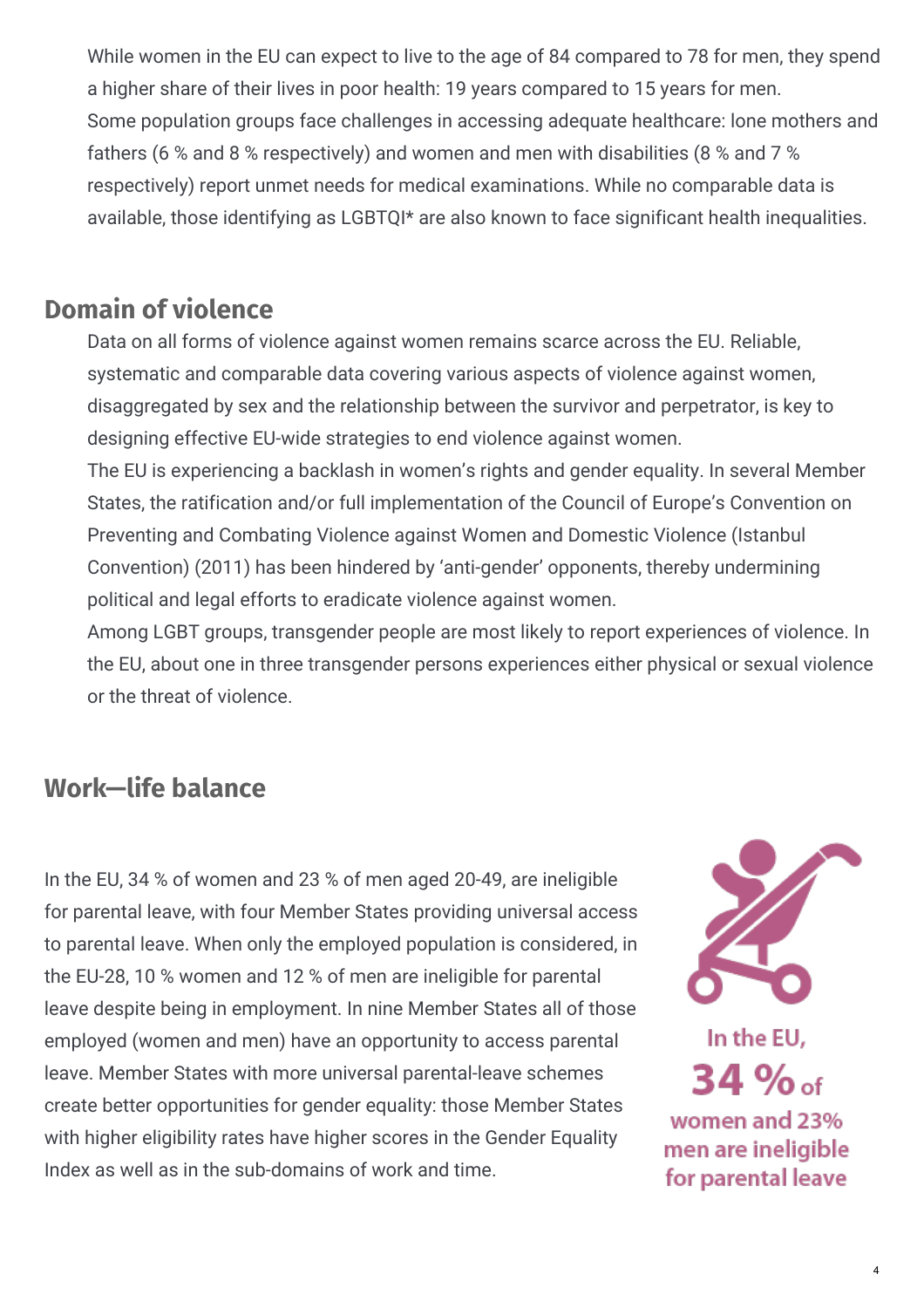While women in the EU can expect to live to the age of 84 compared to 78 for men, they spend a higher share of their lives in poor health: 19 years compared to 15 years for men.

Some population groups face challenges in accessing adequate healthcare: lone mothers and fathers (6 % and 8 % respectively) and women and men with disabilities (8 % and 7 % respectively) report unmet needs for medical examinations. While no comparable data is available, those identifying as LGBTQI* are also known to face significant health inequalities.

## Domain of violence

Data on all forms of violence against women remains scarce across the EU. Reliable, systematic and comparable data covering various aspects of violence against women, disaggregated by sex and the relationship between the survivor and perpetrator, is key to designing effective EU-wide strategies to end violence against women.

The EU is experiencing a backlash in women's rights and gender equality. In several Member States, the ratification and/or full implementation of the Council of Europe's Convention on Preventing and Combating Violence against Women and Domestic Violence (Istanbul Convention) (2011) has been hindered by 'anti-gender' opponents, thereby undermining political and legal efforts to eradicate violence against women.

Among LGBT groups, transgender people are most likely to report experiences of violence. In the EU, about one in three transgender persons experiences either physical or sexual violence or the threat of violence.

## Work—life balance

In the EU, 34 % of women and 23 % of men aged 20-49, are ineligible for parental leave, with four Member States providing universal access to parental leave. When only the employed population is considered, in the EU-28, 10 % women and 12 % of men are ineligible for parental leave despite being in employment. In nine Member States all of those employed (women and men) have an opportunity to access parental leave. Member States with more universal parental-leave schemes create better opportunities for gender equality: those Member States with higher eligibility rates have higher scores in the Gender Equality Index as well as in the sub-domains of work and time.

In the EU, **34 %** of women and 23% men are ineligible for parental leave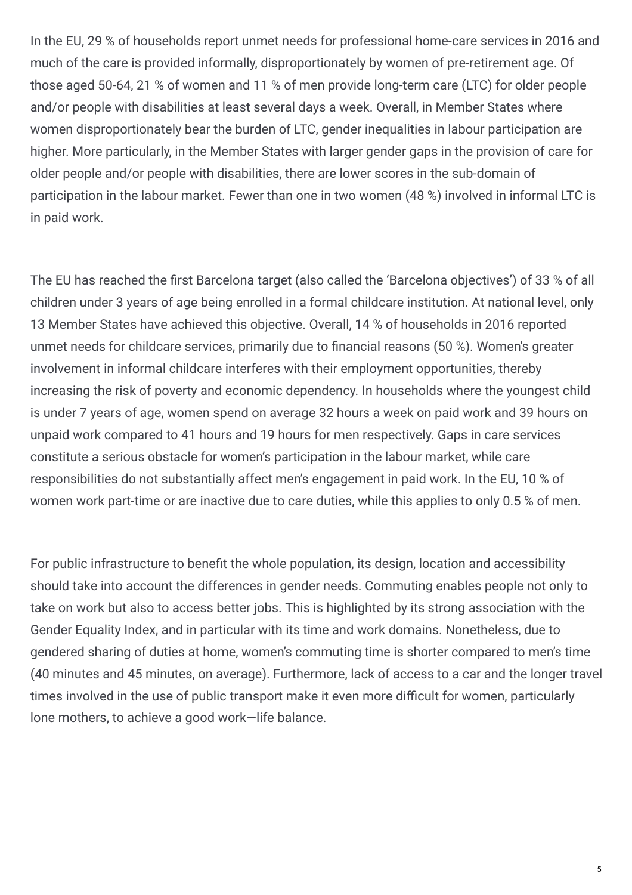In the EU, 29 % of households report unmet needs for professional home-care services in 2016 and much of the care is provided informally, disproportionately by women of pre-retirement age. Of those aged 50-64, 21 % of women and 11 % of men provide long-term care (LTC) for older people and/or people with disabilities at least several days a week. Overall, in Member States where women disproportionately bear the burden of LTC, gender inequalities in labour participation are higher. More particularly, in the Member States with larger gender gaps in the provision of care for older people and/or people with disabilities, there are lower scores in the sub-domain of participation in the labour market. Fewer than one in two women (48 %) involved in informal LTC is in paid work.

The EU has reached the first Barcelona target (also called the 'Barcelona objectives') of 33 % of all children under 3 years of age being enrolled in a formal childcare institution. At national level, only 13 Member States have achieved this objective. Overall, 14 % of households in 2016 reported unmet needs for childcare services, primarily due to financial reasons (50 %). Women's greater involvement in informal childcare interferes with their employment opportunities, thereby increasing the risk of poverty and economic dependency. In households where the youngest child is under 7 years of age, women spend on average 32 hours a week on paid work and 39 hours on unpaid work compared to 41 hours and 19 hours for men respectively. Gaps in care services constitute a serious obstacle for women's participation in the labour market, while care responsibilities do not substantially affect men's engagement in paid work. In the EU, 10 % of women work part-time or are inactive due to care duties, while this applies to only 0.5 % of men.

For public infrastructure to benefit the whole population, its design, location and accessibility should take into account the differences in gender needs. Commuting enables people not only to take on work but also to access better jobs. This is highlighted by its strong association with the Gender Equality Index, and in particular with its time and work domains. Nonetheless, due to gendered sharing of duties at home, women's commuting time is shorter compared to men's time (40 minutes and 45 minutes, on average). Furthermore, lack of access to a car and the longer travel times involved in the use of public transport make it even more difficult for women, particularly lone mothers, to achieve a good work—life balance.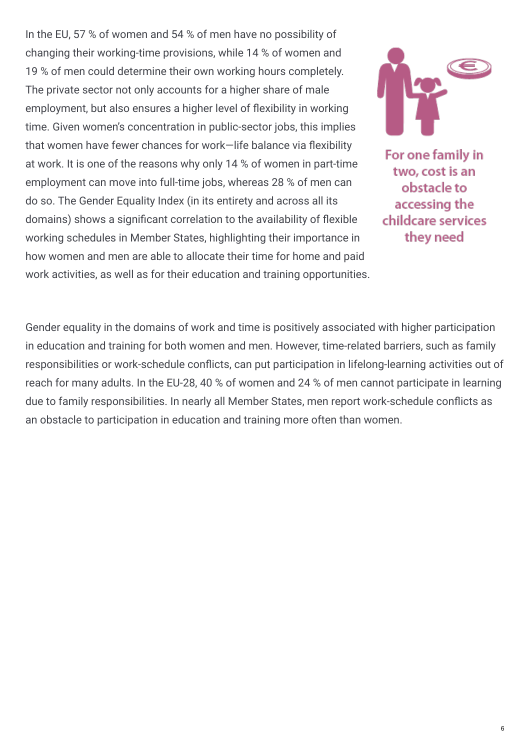In the EU, 57 % of women and 54 % of men have no possibility of changing their working-time provisions, while 14 % of women and 19 % of men could determine their own working hours completely. The private sector not only accounts for a higher share of male employment, but also ensures a higher level of flexibility in working time. Given women's concentration in public-sector jobs, this implies that women have fewer chances for work—life balance via flexibility at work. It is one of the reasons why only 14 % of women in part-time employment can move into full-time jobs, whereas 28 % of men can do so. The Gender Equality Index (in its entirety and across all its domains) shows a significant correlation to the availability of flexible working schedules in Member States, highlighting their importance in how women and men are able to allocate their time for home and paid work activities, as well as for their education and training opportunities.

**For one family in two, cost is an obstacle to accessing the childcare services they need**

Gender equality in the domains of work and time is positively associated with higher participation in education and training for both women and men. However, time-related barriers, such as family responsibilities or work-schedule conflicts, can put participation in lifelong-learning activities out of reach for many adults. In the EU-28, 40 % of women and 24 % of men cannot participate in learning due to family responsibilities. In nearly all Member States, men report work-schedule conflicts as an obstacle to participation in education and training more often than women.